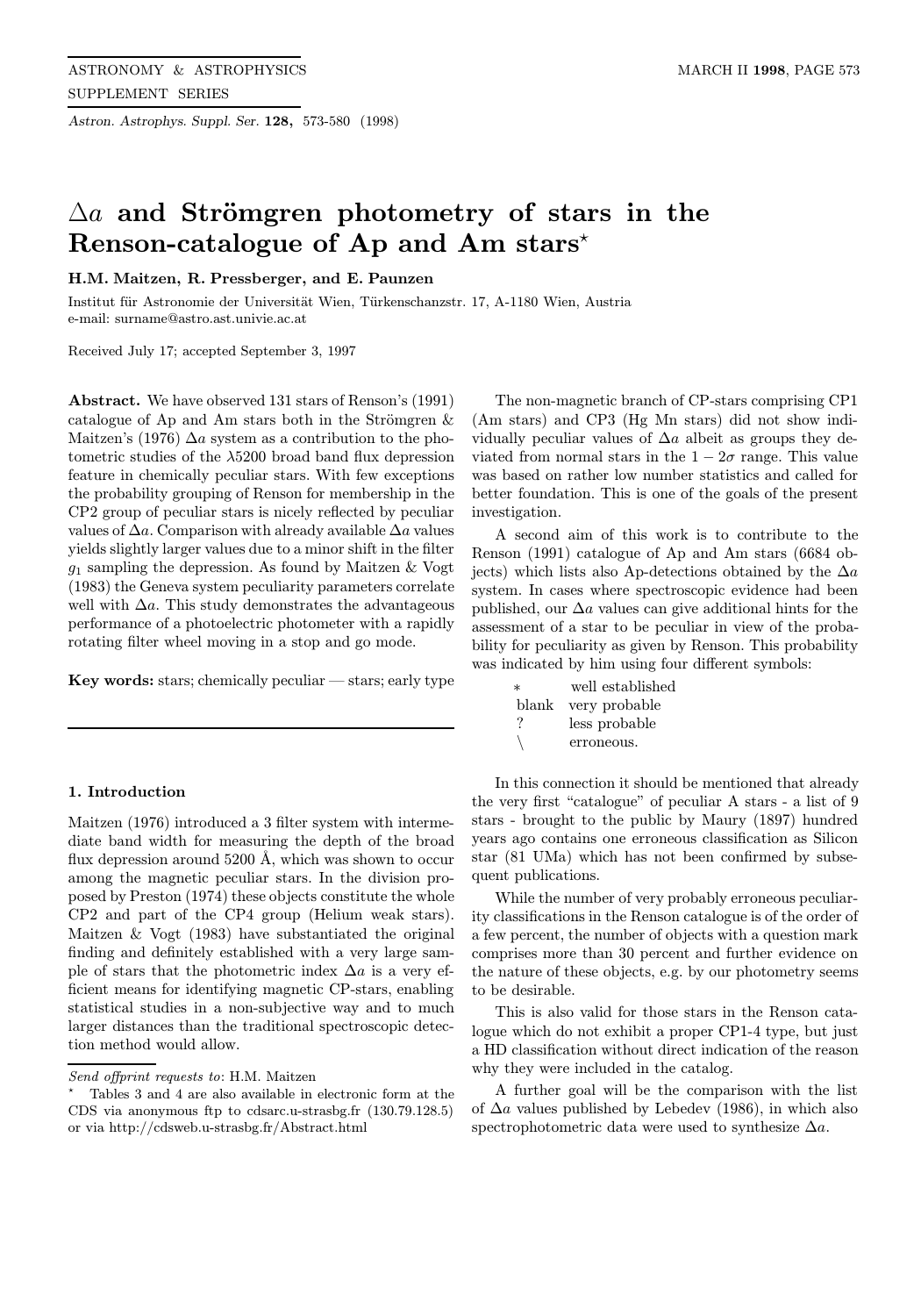# $\Delta a$ and Strömgren photometry of stars in the Renson-catalogue of Ap and Am stars*

**H.M. Maitzen, R. Pressberger, and E. Paunzen**

Institut für Astronomie der Universität Wien, Türkenschanzstr. 17, A-1180 Wien, Austria
e-mail: surname@astro.ast.univie.ac.at

Received July 17; accepted September 3, 1997

**Abstract.** We have observed 131 stars of Renson's (1991) catalogue of Ap and Am stars both in the Strömgren & Maitzen's (1976) $\Delta a$ system as a contribution to the photometric studies of the $\lambda 5200$ broad band flux depression feature in chemically peculiar stars. With few exceptions the probability grouping of Renson for membership in the CP2 group of peculiar stars is nicely reflected by peculiar values of $\Delta a$. Comparison with already available $\Delta a$ values yields slightly larger values due to a minor shift in the filter $g_1$ sampling the depression. As found by Maitzen & Vogt (1983) the Geneva system peculiarity parameters correlate well with $\Delta a$. This study demonstrates the advantageous performance of a photoelectric photometer with a rapidly rotating filter wheel moving in a stop and go mode.

**Key words:** stars; chemically peculiar — stars; early type

## 1. Introduction

Maitzen (1976) introduced a 3 filter system with intermediate band width for measuring the depth of the broad flux depression around 5200 Å, which was shown to occur among the magnetic peculiar stars. In the division proposed by Preston (1974) these objects constitute the whole CP2 and part of the CP4 group (Helium weak stars). Maitzen & Vogt (1983) have substantiated the original finding and definitely established with a very large sample of stars that the photometric index $\Delta a$ is a very efficient means for identifying magnetic CP-stars, enabling statistical studies in a non-subjective way and to much larger distances than the traditional spectroscopic detection method would allow.

The non-magnetic branch of CP-stars comprising CP1 (Am stars) and CP3 (Hg Mn stars) did not show individually peculiar values of $\Delta a$ albeit as groups they deviated from normal stars in the $1-2\sigma$ range. This value was based on rather low number statistics and called for better foundation. This is one of the goals of the present investigation.

A second aim of this work is to contribute to the Renson (1991) catalogue of Ap and Am stars (6684 objects) which lists also Ap-detections obtained by the $\Delta a$ system. In cases where spectroscopic evidence had been published, our $\Delta a$ values can give additional hints for the assessment of a star to be peculiar in view of the probability for peculiarity as given by Renson. This probability was indicated by him using four different symbols:

| | |
|---|---|
| * | well established |
| blank | very probable |
| ? | less probable |
| \ | erroneous. |

In this connection it should be mentioned that already the very first "catalogue" of peculiar A stars - a list of 9 stars - brought to the public by Maury (1897) hundred years ago contains one erroneous classification as Silicon star (81 UMa) which has not been confirmed by subsequent publications.

While the number of very probably erroneous peculiarity classifications in the Renson catalogue is of the order of a few percent, the number of objects with a question mark comprises more than 30 percent and further evidence on the nature of these objects, e.g. by our photometry seems to be desirable.

This is also valid for those stars in the Renson catalogue which do not exhibit a proper CP1-4 type, but just a HD classification without direct indication of the reason why they were included in the catalog.

A further goal will be the comparison with the list of $\Delta a$ values published by Lebedev (1986), in which also spectrophotometric data were used to synthesize $\Delta a$.

---

*Send offprint requests to*: H.M. Maitzen

* Tables 3 and 4 are also available in electronic form at the CDS via anonymous ftp to cdsarc.u-strasbg.fr (130.79.128.5) or via http://cdsweb.u-strasbg.fr/Abstract.html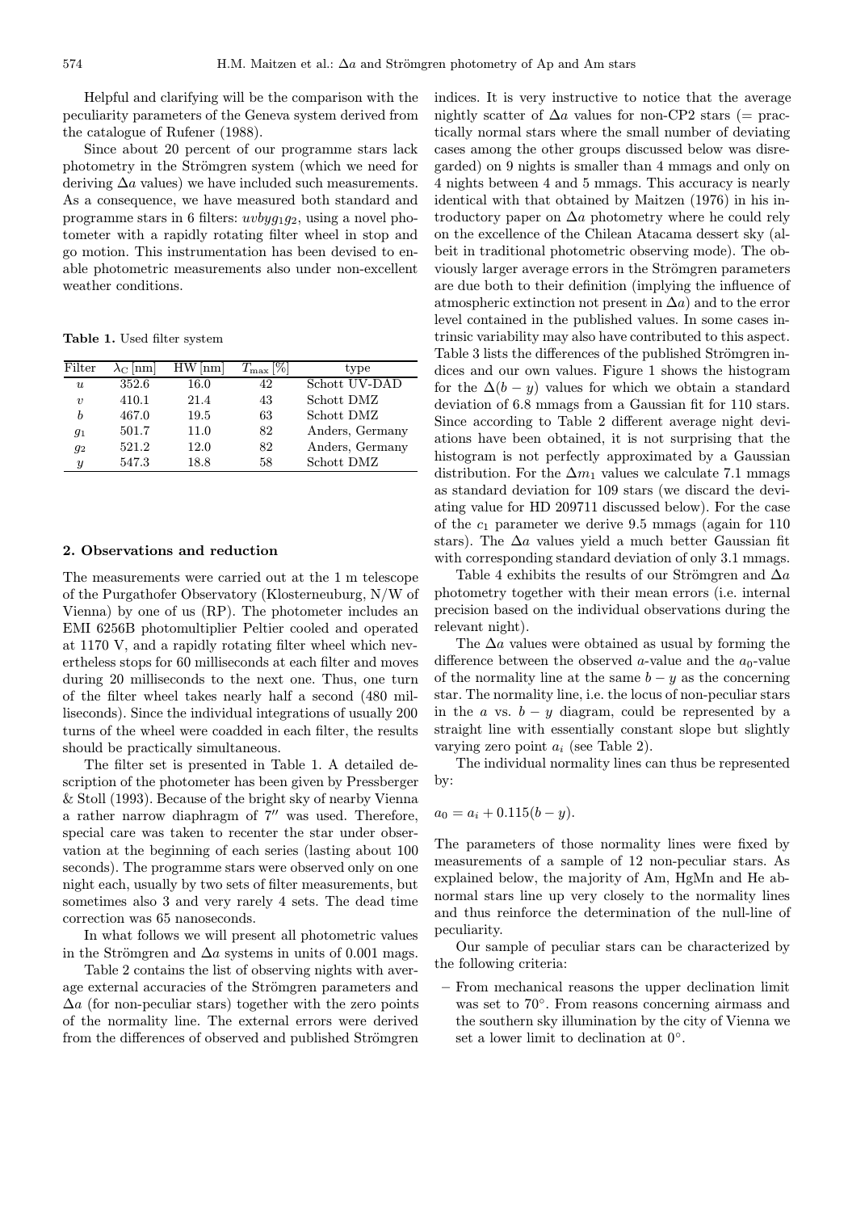Helpful and clarifying will be the comparison with the peculiarity parameters of the Geneva system derived from the catalogue of Rufener (1988).

Since about 20 percent of our programme stars lack photometry in the Strömgren system (which we need for deriving $\Delta a$ values) we have included such measurements. As a consequence, we have measured both standard and programme stars in 6 filters: $uvbyg_1g_2$, using a novel photometer with a rapidly rotating filter wheel in stop and go motion. This instrumentation has been devised to enable photometric measurements also under non-excellent weather conditions.

**Table 1.** Used filter system

| Filter | $\lambda_C$ [nm] | HW [nm] | $T_{\max}$ [%] | type |
|---|---|---|---|---|
| $u$ | 352.6 | 16.0 | 42 | Schott UV-DAD |
| $v$ | 410.1 | 21.4 | 43 | Schott DMZ |
| $b$ | 467.0 | 19.5 | 63 | Schott DMZ |
| $g_1$ | 501.7 | 11.0 | 82 | Anders, Germany |
| $g_2$ | 521.2 | 12.0 | 82 | Anders, Germany |
| $y$ | 547.3 | 18.8 | 58 | Schott DMZ |

## 2. Observations and reduction

The measurements were carried out at the 1 m telescope of the Purgathofer Observatory (Klosterneuburg, N/W of Vienna) by one of us (RP). The photometer includes an EMI 6256B photomultiplier Peltier cooled and operated at 1170 V, and a rapidly rotating filter wheel which nevertheless stops for 60 milliseconds at each filter and moves during 20 milliseconds to the next one. Thus, one turn of the filter wheel takes nearly half a second (480 milliseconds). Since the individual integrations of usually 200 turns of the wheel were coadded in each filter, the results should be practically simultaneous.

The filter set is presented in Table 1. A detailed description of the photometer has been given by Pressberger & Stoll (1993). Because of the bright sky of nearby Vienna a rather narrow diaphragm of 7″ was used. Therefore, special care was taken to recenter the star under observation at the beginning of each series (lasting about 100 seconds). The programme stars were observed only on one night each, usually by two sets of filter measurements, but sometimes also 3 and very rarely 4 sets. The dead time correction was 65 nanoseconds.

In what follows we will present all photometric values in the Strömgren and $\Delta a$ systems in units of 0.001 mags.

Table 2 contains the list of observing nights with average external accuracies of the Strömgren parameters and $\Delta a$ (for non-peculiar stars) together with the zero points of the normality line. The external errors were derived from the differences of observed and published Strömgren indices. It is very instructive to notice that the average nightly scatter of $\Delta a$ values for non-CP2 stars (= practically normal stars where the small number of deviating cases among the other groups discussed below was disregarded) on 9 nights is smaller than 4 mmags and only on 4 nights between 4 and 5 mmags. This accuracy is nearly identical with that obtained by Maitzen (1976) in his introductory paper on $\Delta a$ photometry where he could rely on the excellence of the Chilean Atacama dessert sky (albeit in traditional photometric observing mode). The obviously larger average errors in the Strömgren parameters are due both to their definition (implying the influence of atmospheric extinction not present in $\Delta a$) and to the error level contained in the published values. In some cases intrinsic variability may also have contributed to this aspect. Table 3 lists the differences of the published Strömgren indices and our own values. Figure 1 shows the histogram for the $\Delta(b-y)$ values for which we obtain a standard deviation of 6.8 mmags from a Gaussian fit for 110 stars. Since according to Table 2 different average night deviations have been obtained, it is not surprising that the histogram is not perfectly approximated by a Gaussian distribution. For the $\Delta m_1$ values we calculate 7.1 mmags as standard deviation for 109 stars (we discard the deviating value for HD 209711 discussed below). For the case of the $c_1$ parameter we derive 9.5 mmags (again for 110 stars). The $\Delta a$ values yield a much better Gaussian fit with corresponding standard deviation of only 3.1 mmags.

Table 4 exhibits the results of our Strömgren and $\Delta a$ photometry together with their mean errors (i.e. internal precision based on the individual observations during the relevant night).

The $\Delta a$ values were obtained as usual by forming the difference between the observed $a$-value and the $a_0$-value of the normality line at the same $b-y$ as the concerning star. The normality line, i.e. the locus of non-peculiar stars in the $a$ vs. $b-y$ diagram, could be represented by a straight line with essentially constant slope but slightly varying zero point $a_i$ (see Table 2).

The individual normality lines can thus be represented by:

$$a_0 = a_i + 0.115(b-y).$$

The parameters of those normality lines were fixed by measurements of a sample of 12 non-peculiar stars. As explained below, the majority of Am, HgMn and He abnormal stars line up very closely to the normality lines and thus reinforce the determination of the null-line of peculiarity.

Our sample of peculiar stars can be characterized by the following criteria:

– From mechanical reasons the upper declination limit was set to 70°. From reasons concerning airmass and the southern sky illumination by the city of Vienna we set a lower limit to declination at 0°.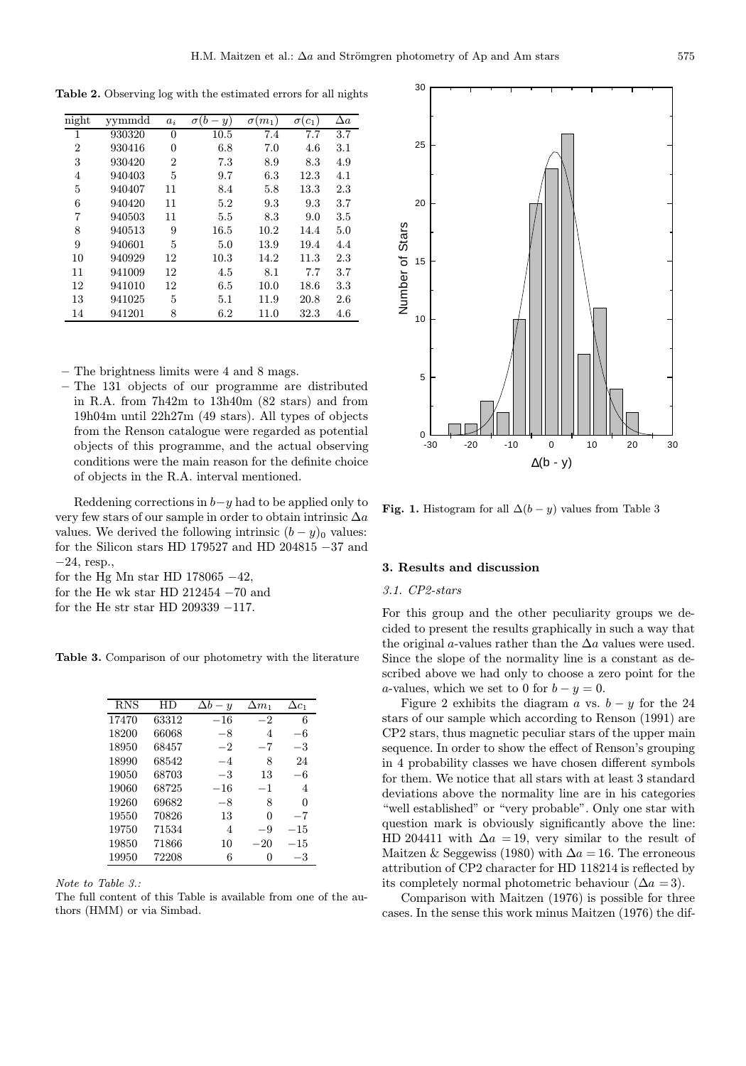**Table 2.** Observing log with the estimated errors for all nights

| night | yymmdd | $a_i$ | $\sigma(b-y)$ | $\sigma(m_1)$ | $\sigma(c_1)$ | $\Delta a$ |
|---|---|---|---|---|---|---|
| 1 | 930320 | 0 | 10.5 | 7.4 | 7.7 | 3.7 |
| 2 | 930416 | 0 | 6.8 | 7.0 | 4.6 | 3.1 |
| 3 | 930420 | 2 | 7.3 | 8.9 | 8.3 | 4.9 |
| 4 | 940403 | 5 | 9.7 | 6.3 | 12.3 | 4.1 |
| 5 | 940407 | 11 | 8.4 | 5.8 | 13.3 | 2.3 |
| 6 | 940420 | 11 | 5.2 | 9.3 | 9.3 | 3.7 |
| 7 | 940503 | 11 | 5.5 | 8.3 | 9.0 | 3.5 |
| 8 | 940513 | 9 | 16.5 | 10.2 | 14.4 | 5.0 |
| 9 | 940601 | 5 | 5.0 | 13.9 | 19.4 | 4.4 |
| 10 | 940929 | 12 | 10.3 | 14.2 | 11.3 | 2.3 |
| 11 | 941009 | 12 | 4.5 | 8.1 | 7.7 | 3.7 |
| 12 | 941010 | 12 | 6.5 | 10.0 | 18.6 | 3.3 |
| 13 | 941025 | 5 | 5.1 | 11.9 | 20.8 | 2.6 |
| 14 | 941201 | 8 | 6.2 | 11.0 | 32.3 | 4.6 |

– The brightness limits were 4 and 8 mags.
– The 131 objects of our programme are distributed in R.A. from 7h42m to 13h40m (82 stars) and from 19h04m until 22h27m (49 stars). All types of objects from the Renson catalogue were regarded as potential objects of this programme, and the actual observing conditions were the main reason for the definite choice of objects in the R.A. interval mentioned.

Reddening corrections in $b-y$ had to be applied only to very few stars of our sample in order to obtain intrinsic $\Delta a$ values. We derived the following intrinsic $(b-y)_0$ values: for the Silicon stars HD 179527 and HD 204815 $-37$ and $-24$, resp.,
for the Hg Mn star HD 178065 $-42$,
for the He wk star HD 212454 $-70$ and
for the He str star HD 209339 $-117$.

**Table 3.** Comparison of our photometry with the literature

| RNS | HD | $\Delta b-y$ | $\Delta m_1$ | $\Delta c_1$ |
|---|---|---|---|---|
| 17470 | 63312 | $-16$ | $-2$ | 6 |
| 18200 | 66068 | $-8$ | 4 | $-6$ |
| 18950 | 68457 | $-2$ | $-7$ | $-3$ |
| 18990 | 68542 | $-4$ | 8 | 24 |
| 19050 | 68703 | $-3$ | 13 | $-6$ |
| 19060 | 68725 | $-16$ | $-1$ | 4 |
| 19260 | 69682 | $-8$ | 8 | 0 |
| 19550 | 70826 | 13 | 0 | $-7$ |
| 19750 | 71534 | 4 | $-9$ | $-15$ |
| 19850 | 71866 | 10 | $-20$ | $-15$ |
| 19950 | 72208 | 6 | 0 | $-3$ |

*Note to Table 3.:*
The full content of this Table is available from one of the authors (HMM) or via Simbad.

**Fig. 1.** Histogram for all $\Delta(b-y)$ values from Table 3

## 3. Results and discussion

### 3.1. CP2-stars

For this group and the other peculiarity groups we decided to present the results graphically in such a way that the original $a$-values rather than the $\Delta a$ values were used. Since the slope of the normality line is a constant as described above we had only to choose a zero point for the $a$-values, which we set to 0 for $b-y=0$.

Figure 2 exhibits the diagram $a$ vs. $b-y$ for the 24 stars of our sample which according to Renson (1991) are CP2 stars, thus magnetic peculiar stars of the upper main sequence. In order to show the effect of Renson's grouping in 4 probability classes we have chosen different symbols for them. We notice that all stars with at least 3 standard deviations above the normality line are in his categories "well established" or "very probable". Only one star with question mark is obviously significantly above the line: HD 204411 with $\Delta a=19$, very similar to the result of Maitzen & Seggewiss (1980) with $\Delta a=16$. The erroneous attribution of CP2 character for HD 118214 is reflected by its completely normal photometric behaviour ($\Delta a=3$).

Comparison with Maitzen (1976) is possible for three cases. In the sense this work minus Maitzen (1976) the dif-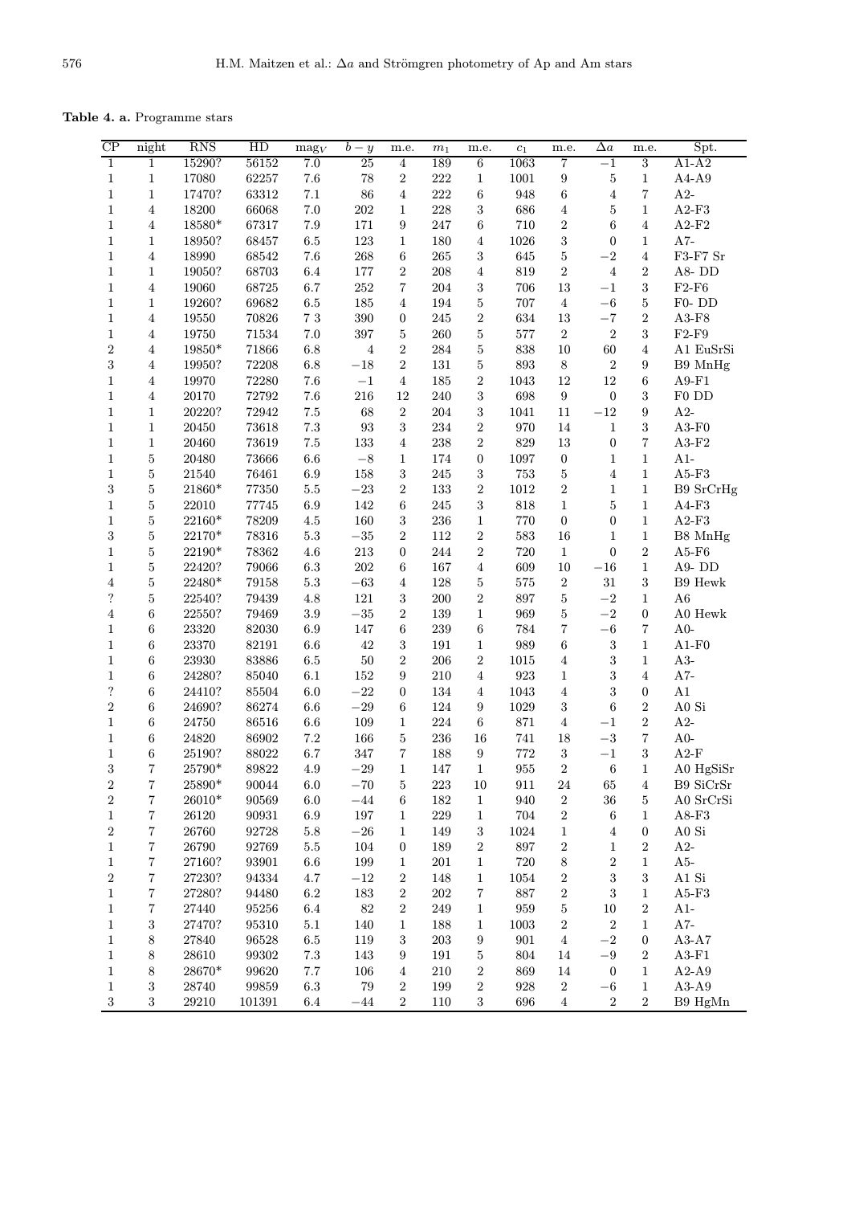**Table 4. a.** Programme stars

| CP | night | RNS | HD | mag$_V$ | $b-y$ | m.e. | $m_1$ | m.e. | $c_1$ | m.e. | $\Delta a$ | m.e. | Spt. |
|---|---|---|---|---|---|---|---|---|---|---|---|---|---|
| 1 | 1 | 15290? | 56152 | 7.0 | 25 | 4 | 189 | 6 | 1063 | 7 | −1 | 3 | A1-A2 |
| 1 | 1 | 17080 | 62257 | 7.6 | 78 | 2 | 222 | 1 | 1001 | 9 | 5 | 1 | A4-A9 |
| 1 | 1 | 17470? | 63312 | 7.1 | 86 | 4 | 222 | 6 | 948 | 6 | 4 | 7 | A2- |
| 1 | 4 | 18200 | 66068 | 7.0 | 202 | 1 | 228 | 3 | 686 | 4 | 5 | 1 | A2-F3 |
| 1 | 4 | 18580* | 67317 | 7.9 | 171 | 9 | 247 | 6 | 710 | 2 | 6 | 4 | A2-F2 |
| 1 | 1 | 18950? | 68457 | 6.5 | 123 | 1 | 180 | 4 | 1026 | 3 | 0 | 1 | A7- |
| 1 | 4 | 18990 | 68542 | 7.6 | 268 | 6 | 265 | 3 | 645 | 5 | −2 | 4 | F3-F7 Sr |
| 1 | 1 | 19050? | 68703 | 6.4 | 177 | 2 | 208 | 4 | 819 | 2 | 4 | 2 | A8- DD |
| 1 | 4 | 19060 | 68725 | 6.7 | 252 | 7 | 204 | 3 | 706 | 13 | −1 | 3 | F2-F6 |
| 1 | 1 | 19260? | 69682 | 6.5 | 185 | 4 | 194 | 5 | 707 | 4 | −6 | 5 | F0- DD |
| 1 | 4 | 19550 | 70826 | 7 3 | 390 | 0 | 245 | 2 | 634 | 13 | −7 | 2 | A3-F8 |
| 1 | 4 | 19750 | 71534 | 7.0 | 397 | 5 | 260 | 5 | 577 | 2 | 2 | 3 | F2-F9 |
| 2 | 4 | 19850* | 71866 | 6.8 | 4 | 2 | 284 | 5 | 838 | 10 | 60 | 4 | A1 EuSrSi |
| 3 | 4 | 19950? | 72208 | 6.8 | −18 | 2 | 131 | 5 | 893 | 8 | 2 | 9 | B9 MnHg |
| 1 | 4 | 19970 | 72280 | 7.6 | −1 | 4 | 185 | 2 | 1043 | 12 | 12 | 6 | A9-F1 |
| 1 | 4 | 20170 | 72792 | 7.6 | 216 | 12 | 240 | 3 | 698 | 9 | 0 | 3 | F0 DD |
| 1 | 1 | 20220? | 72942 | 7.5 | 68 | 2 | 204 | 3 | 1041 | 11 | −12 | 9 | A2- |
| 1 | 1 | 20450 | 73618 | 7.3 | 93 | 3 | 234 | 2 | 970 | 14 | 1 | 3 | A3-F0 |
| 1 | 1 | 20460 | 73619 | 7.5 | 133 | 4 | 238 | 2 | 829 | 13 | 0 | 7 | A3-F2 |
| 1 | 5 | 20480 | 73666 | 6.6 | −8 | 1 | 174 | 0 | 1097 | 0 | 1 | 1 | A1- |
| 1 | 5 | 21540 | 76461 | 6.9 | 158 | 3 | 245 | 3 | 753 | 5 | 4 | 1 | A5-F3 |
| 3 | 5 | 21860* | 77350 | 5.5 | −23 | 2 | 133 | 2 | 1012 | 2 | 1 | 1 | B9 SrCrHg |
| 1 | 5 | 22010 | 77745 | 6.9 | 142 | 6 | 245 | 3 | 818 | 1 | 5 | 1 | A4-F3 |
| 1 | 5 | 22160* | 78209 | 4.5 | 160 | 3 | 236 | 1 | 770 | 0 | 0 | 1 | A2-F3 |
| 3 | 5 | 22170* | 78316 | 5.3 | −35 | 2 | 112 | 2 | 583 | 16 | 1 | 1 | B8 MnHg |
| 1 | 5 | 22190* | 78362 | 4.6 | 213 | 0 | 244 | 2 | 720 | 1 | 0 | 2 | A5-F6 |
| 1 | 5 | 22420? | 79066 | 6.3 | 202 | 6 | 167 | 4 | 609 | 10 | −16 | 1 | A9- DD |
| 4 | 5 | 22480* | 79158 | 5.3 | −63 | 4 | 128 | 5 | 575 | 2 | 31 | 3 | B9 Hewk |
| ? | 5 | 22540? | 79439 | 4.8 | 121 | 3 | 200 | 2 | 897 | 5 | −2 | 1 | A6 |
| 4 | 6 | 22550? | 79469 | 3.9 | −35 | 2 | 139 | 1 | 969 | 5 | −2 | 0 | A0 Hewk |
| 1 | 6 | 23320 | 82030 | 6.9 | 147 | 6 | 239 | 6 | 784 | 7 | −6 | 7 | A0- |
| 1 | 6 | 23370 | 82191 | 6.6 | 42 | 3 | 191 | 1 | 989 | 6 | 3 | 1 | A1-F0 |
| 1 | 6 | 23930 | 83886 | 6.5 | 50 | 2 | 206 | 2 | 1015 | 4 | 3 | 1 | A3- |
| 1 | 6 | 24280? | 85040 | 6.1 | 152 | 9 | 210 | 4 | 923 | 1 | 3 | 4 | A7- |
| ? | 6 | 24410? | 85504 | 6.0 | −22 | 0 | 134 | 4 | 1043 | 4 | 3 | 0 | A1 |
| 2 | 6 | 24690? | 86274 | 6.6 | −29 | 6 | 124 | 9 | 1029 | 3 | 6 | 2 | A0 Si |
| 1 | 6 | 24750 | 86516 | 6.6 | 109 | 1 | 224 | 6 | 871 | 4 | −1 | 2 | A2- |
| 1 | 6 | 24820 | 86902 | 7.2 | 166 | 5 | 236 | 16 | 741 | 18 | −3 | 7 | A0- |
| 1 | 6 | 25190? | 88022 | 6.7 | 347 | 7 | 188 | 9 | 772 | 3 | −1 | 3 | A2-F |
| 3 | 7 | 25790* | 89822 | 4.9 | −29 | 1 | 147 | 1 | 955 | 2 | 6 | 1 | A0 HgSiSr |
| 2 | 7 | 25890* | 90044 | 6.0 | −70 | 5 | 223 | 10 | 911 | 24 | 65 | 4 | B9 SiCrSr |
| 2 | 7 | 26010* | 90569 | 6.0 | −44 | 6 | 182 | 1 | 940 | 2 | 36 | 5 | A0 SrCrSi |
| 1 | 7 | 26120 | 90931 | 6.9 | 197 | 1 | 229 | 1 | 704 | 2 | 6 | 1 | A8-F3 |
| 2 | 7 | 26760 | 92728 | 5.8 | −26 | 1 | 149 | 3 | 1024 | 1 | 4 | 0 | A0 Si |
| 1 | 7 | 26790 | 92769 | 5.5 | 104 | 0 | 189 | 2 | 897 | 2 | 1 | 2 | A2- |
| 1 | 7 | 27160? | 93901 | 6.6 | 199 | 1 | 201 | 1 | 720 | 8 | 2 | 1 | A5- |
| 2 | 7 | 27230? | 94334 | 4.7 | −12 | 2 | 148 | 1 | 1054 | 2 | 3 | 3 | A1 Si |
| 1 | 7 | 27280? | 94480 | 6.2 | 183 | 2 | 202 | 7 | 887 | 2 | 3 | 1 | A5-F3 |
| 1 | 7 | 27440 | 95256 | 6.4 | 82 | 2 | 249 | 1 | 959 | 5 | 10 | 2 | A1- |
| 1 | 3 | 27470? | 95310 | 5.1 | 140 | 1 | 188 | 1 | 1003 | 2 | 2 | 1 | A7- |
| 1 | 8 | 27840 | 96528 | 6.5 | 119 | 3 | 203 | 9 | 901 | 4 | −2 | 0 | A3-A7 |
| 1 | 8 | 28610 | 99302 | 7.3 | 143 | 9 | 191 | 5 | 804 | 14 | −9 | 2 | A3-F1 |
| 1 | 8 | 28670* | 99620 | 7.7 | 106 | 4 | 210 | 2 | 869 | 14 | 0 | 1 | A2-A9 |
| 1 | 3 | 28740 | 99859 | 6.3 | 79 | 2 | 199 | 2 | 928 | 2 | −6 | 1 | A3-A9 |
| 3 | 3 | 29210 | 101391 | 6.4 | −44 | 2 | 110 | 3 | 696 | 4 | 2 | 2 | B9 HgMn |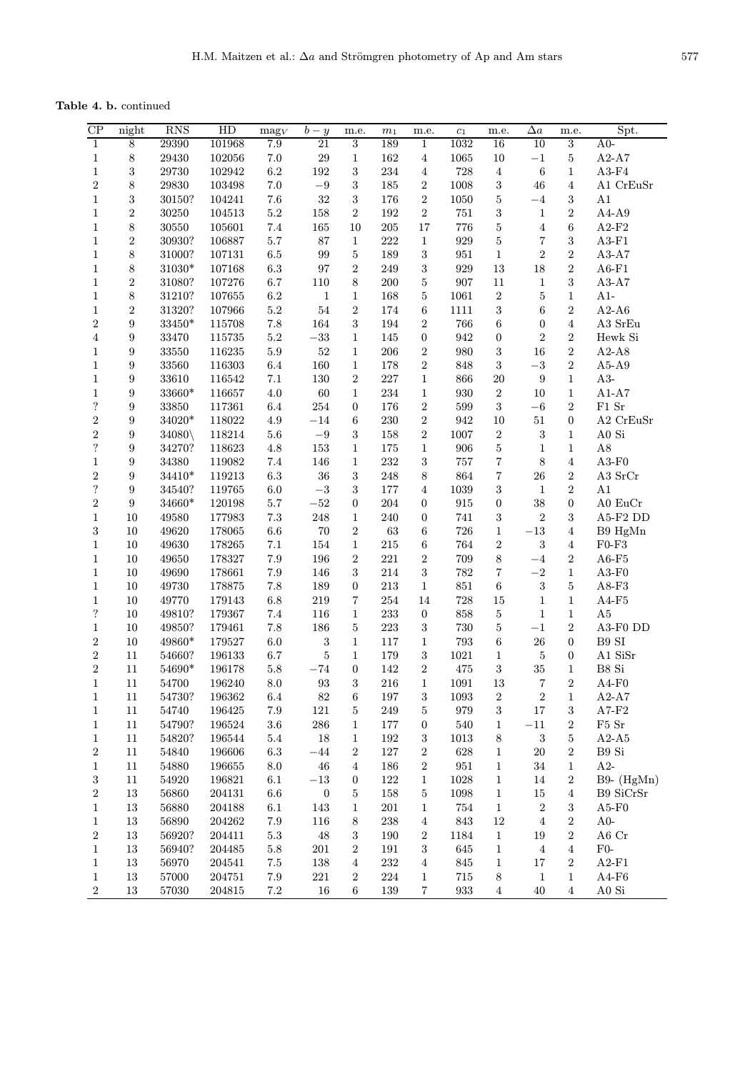**Table 4. b.** continued

| CP | night | RNS | HD | mag$_V$ | $b-y$ | m.e. | $m_1$ | m.e. | $c_1$ | m.e. | $\Delta a$ | m.e. | Spt. |
|---|---|---|---|---|---|---|---|---|---|---|---|---|---|
| 1 | 8 | 29390 | 101968 | 7.9 | 21 | 3 | 189 | 1 | 1032 | 16 | 10 | 3 | A0- |
| 1 | 8 | 29430 | 102056 | 7.0 | 29 | 1 | 162 | 4 | 1065 | 10 | −1 | 5 | A2-A7 |
| 1 | 3 | 29730 | 102942 | 6.2 | 192 | 3 | 234 | 4 | 728 | 4 | 6 | 1 | A3-F4 |
| 2 | 8 | 29830 | 103498 | 7.0 | −9 | 3 | 185 | 2 | 1008 | 3 | 46 | 4 | A1 CrEuSr |
| 1 | 3 | 30150? | 104241 | 7.6 | 32 | 3 | 176 | 2 | 1050 | 5 | −4 | 3 | A1 |
| 1 | 2 | 30250 | 104513 | 5.2 | 158 | 2 | 192 | 2 | 751 | 3 | 1 | 2 | A4-A9 |
| 1 | 8 | 30550 | 105601 | 7.4 | 165 | 10 | 205 | 17 | 776 | 5 | 4 | 6 | A2-F2 |
| 1 | 2 | 30930? | 106887 | 5.7 | 87 | 1 | 222 | 1 | 929 | 5 | 7 | 3 | A3-F1 |
| 1 | 8 | 31000? | 107131 | 6.5 | 99 | 5 | 189 | 3 | 951 | 1 | 2 | 2 | A3-A7 |
| 1 | 8 | 31030* | 107168 | 6.3 | 97 | 2 | 249 | 3 | 929 | 13 | 18 | 2 | A6-F1 |
| 1 | 2 | 31080? | 107276 | 6.7 | 110 | 8 | 200 | 5 | 907 | 11 | 1 | 3 | A3-A7 |
| 1 | 8 | 31210? | 107655 | 6.2 | 1 | 1 | 168 | 5 | 1061 | 2 | 5 | 1 | A1- |
| 1 | 2 | 31320? | 107966 | 5.2 | 54 | 2 | 174 | 6 | 1111 | 3 | 6 | 2 | A2-A6 |
| 2 | 9 | 33450* | 115708 | 7.8 | 164 | 3 | 194 | 2 | 766 | 6 | 0 | 4 | A3 SrEu |
| 4 | 9 | 33470 | 115735 | 5.2 | −33 | 1 | 145 | 0 | 942 | 0 | 2 | 2 | Hewk Si |
| 1 | 9 | 33550 | 116235 | 5.9 | 52 | 1 | 206 | 2 | 980 | 3 | 16 | 2 | A2-A8 |
| 1 | 9 | 33560 | 116303 | 6.4 | 160 | 1 | 178 | 2 | 848 | 3 | −3 | 2 | A5-A9 |
| 1 | 9 | 33610 | 116542 | 7.1 | 130 | 2 | 227 | 1 | 866 | 20 | 9 | 1 | A3- |
| 1 | 9 | 33660* | 116657 | 4.0 | 60 | 1 | 234 | 1 | 930 | 2 | 10 | 1 | A1-A7 |
| ? | 9 | 33850 | 117361 | 6.4 | 254 | 0 | 176 | 2 | 599 | 3 | −6 | 2 | F1 Sr |
| 2 | 9 | 34020* | 118022 | 4.9 | −14 | 6 | 230 | 2 | 942 | 10 | 51 | 0 | A2 CrEuSr |
| 2 | 9 | 34080\ | 118214 | 5.6 | −9 | 3 | 158 | 2 | 1007 | 2 | 3 | 1 | A0 Si |
| ? | 9 | 34270? | 118623 | 4.8 | 153 | 1 | 175 | 1 | 906 | 5 | 1 | 1 | A8 |
| 1 | 9 | 34380 | 119082 | 7.4 | 146 | 1 | 232 | 3 | 757 | 7 | 8 | 4 | A3-F0 |
| 2 | 9 | 34410* | 119213 | 6.3 | 36 | 3 | 248 | 8 | 864 | 7 | 26 | 2 | A3 SrCr |
| ? | 9 | 34540? | 119765 | 6.0 | −3 | 3 | 177 | 4 | 1039 | 3 | 1 | 2 | A1 |
| 2 | 9 | 34660* | 120198 | 5.7 | −52 | 0 | 204 | 0 | 915 | 0 | 38 | 0 | A0 EuCr |
| 1 | 10 | 49580 | 177983 | 7.3 | 248 | 1 | 240 | 0 | 741 | 3 | 2 | 3 | A5-F2 DD |
| 3 | 10 | 49620 | 178065 | 6.6 | 70 | 2 | 63 | 6 | 726 | 1 | −13 | 4 | B9 HgMn |
| 1 | 10 | 49630 | 178265 | 7.1 | 154 | 1 | 215 | 6 | 764 | 2 | 3 | 4 | F0-F3 |
| 1 | 10 | 49650 | 178327 | 7.9 | 196 | 2 | 221 | 2 | 709 | 8 | −4 | 2 | A6-F5 |
| 1 | 10 | 49690 | 178661 | 7.9 | 146 | 3 | 214 | 3 | 782 | 7 | −2 | 1 | A3-F0 |
| 1 | 10 | 49730 | 178875 | 7.8 | 189 | 0 | 213 | 1 | 851 | 6 | 3 | 5 | A8-F3 |
| 1 | 10 | 49770 | 179143 | 6.8 | 219 | 7 | 254 | 14 | 728 | 15 | 1 | 1 | A4-F5 |
| ? | 10 | 49810? | 179367 | 7.4 | 116 | 1 | 233 | 0 | 858 | 5 | 1 | 1 | A5 |
| 1 | 10 | 49850? | 179461 | 7.8 | 186 | 5 | 223 | 3 | 730 | 5 | −1 | 2 | A3-F0 DD |
| 2 | 10 | 49860* | 179527 | 6.0 | 3 | 1 | 117 | 1 | 793 | 6 | 26 | 0 | B9 SI |
| 2 | 11 | 54660? | 196133 | 6.7 | 5 | 1 | 179 | 3 | 1021 | 1 | 5 | 0 | A1 SiSr |
| 2 | 11 | 54690* | 196178 | 5.8 | −74 | 0 | 142 | 2 | 475 | 3 | 35 | 1 | B8 Si |
| 1 | 11 | 54700 | 196240 | 8.0 | 93 | 3 | 216 | 1 | 1091 | 13 | 7 | 2 | A4-F0 |
| 1 | 11 | 54730? | 196362 | 6.4 | 82 | 6 | 197 | 3 | 1093 | 2 | 2 | 1 | A2-A7 |
| 1 | 11 | 54740 | 196425 | 7.9 | 121 | 5 | 249 | 5 | 979 | 3 | 17 | 3 | A7-F2 |
| 1 | 11 | 54790? | 196524 | 3.6 | 286 | 1 | 177 | 0 | 540 | 1 | −11 | 2 | F5 Sr |
| 1 | 11 | 54820? | 196544 | 5.4 | 18 | 1 | 192 | 3 | 1013 | 8 | 3 | 5 | A2-A5 |
| 2 | 11 | 54840 | 196606 | 6.3 | −44 | 2 | 127 | 2 | 628 | 1 | 20 | 2 | B9 Si |
| 1 | 11 | 54880 | 196655 | 8.0 | 46 | 4 | 186 | 2 | 951 | 1 | 34 | 1 | A2- |
| 3 | 11 | 54920 | 196821 | 6.1 | −13 | 0 | 122 | 1 | 1028 | 1 | 14 | 2 | B9- (HgMn) |
| 2 | 13 | 56860 | 204131 | 6.6 | 0 | 5 | 158 | 5 | 1098 | 1 | 15 | 4 | B9 SiCrSr |
| 1 | 13 | 56880 | 204188 | 6.1 | 143 | 1 | 201 | 1 | 754 | 1 | 2 | 3 | A5-F0 |
| 1 | 13 | 56890 | 204262 | 7.9 | 116 | 8 | 238 | 4 | 843 | 12 | 4 | 2 | A0- |
| 2 | 13 | 56920? | 204411 | 5.3 | 48 | 3 | 190 | 2 | 1184 | 1 | 19 | 2 | A6 Cr |
| 1 | 13 | 56940? | 204485 | 5.8 | 201 | 2 | 191 | 3 | 645 | 1 | 4 | 4 | F0- |
| 1 | 13 | 56970 | 204541 | 7.5 | 138 | 4 | 232 | 4 | 845 | 1 | 17 | 2 | A2-F1 |
| 1 | 13 | 57000 | 204751 | 7.9 | 221 | 2 | 224 | 1 | 715 | 8 | 1 | 1 | A4-F6 |
| 2 | 13 | 57030 | 204815 | 7.2 | 16 | 6 | 139 | 7 | 933 | 4 | 40 | 4 | A0 Si |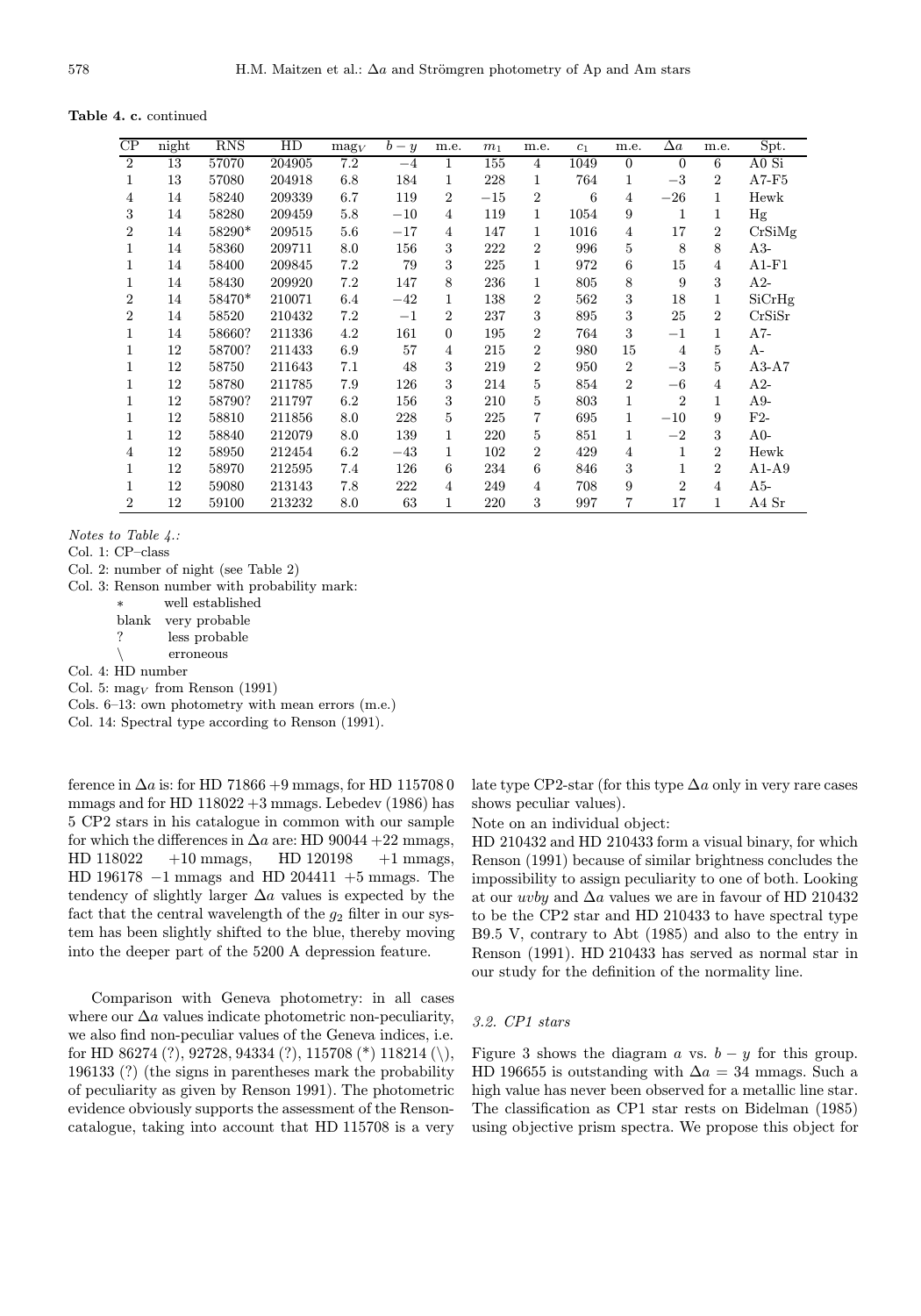**Table 4. c.** continued

| CP | night | RNS | HD | mag$_V$ | $b-y$ | m.e. | $m_1$ | m.e. | $c_1$ | m.e. | $\Delta a$ | m.e. | Spt. |
|---|---|---|---|---|---|---|---|---|---|---|---|---|---|
| 2 | 13 | 57070 | 204905 | 7.2 | −4 | 1 | 155 | 4 | 1049 | 0 | 0 | 6 | A0 Si |
| 1 | 13 | 57080 | 204918 | 6.8 | 184 | 1 | 228 | 1 | 764 | 1 | −3 | 2 | A7-F5 |
| 4 | 14 | 58240 | 209339 | 6.7 | 119 | 2 | −15 | 2 | 6 | 4 | −26 | 1 | Hewk |
| 3 | 14 | 58280 | 209459 | 5.8 | −10 | 4 | 119 | 1 | 1054 | 9 | 1 | 1 | Hg |
| 2 | 14 | 58290* | 209515 | 5.6 | −17 | 4 | 147 | 1 | 1016 | 4 | 17 | 2 | CrSiMg |
| 1 | 14 | 58360 | 209711 | 8.0 | 156 | 3 | 222 | 2 | 996 | 5 | 8 | 8 | A3- |
| 1 | 14 | 58400 | 209845 | 7.2 | 79 | 3 | 225 | 1 | 972 | 6 | 15 | 4 | A1-F1 |
| 1 | 14 | 58430 | 209920 | 7.2 | 147 | 8 | 236 | 1 | 805 | 8 | 9 | 3 | A2- |
| 2 | 14 | 58470* | 210071 | 6.4 | −42 | 1 | 138 | 2 | 562 | 3 | 18 | 1 | SiCrHg |
| 2 | 14 | 58520 | 210432 | 7.2 | −1 | 2 | 237 | 3 | 895 | 3 | 25 | 2 | CrSiSr |
| 1 | 14 | 58660? | 211336 | 4.2 | 161 | 0 | 195 | 2 | 764 | 3 | −1 | 1 | A7- |
| 1 | 12 | 58700? | 211433 | 6.9 | 57 | 4 | 215 | 2 | 980 | 15 | 4 | 5 | A- |
| 1 | 12 | 58750 | 211643 | 7.1 | 48 | 3 | 219 | 2 | 950 | 2 | −3 | 5 | A3-A7 |
| 1 | 12 | 58780 | 211785 | 7.9 | 126 | 3 | 214 | 5 | 854 | 2 | −6 | 4 | A2- |
| 1 | 12 | 58790? | 211797 | 6.2 | 156 | 3 | 210 | 5 | 803 | 1 | 2 | 1 | A9- |
| 1 | 12 | 58810 | 211856 | 8.0 | 228 | 5 | 225 | 7 | 695 | 1 | −10 | 9 | F2- |
| 1 | 12 | 58840 | 212079 | 8.0 | 139 | 1 | 220 | 5 | 851 | 1 | −2 | 3 | A0- |
| 4 | 12 | 58950 | 212454 | 6.2 | −43 | 1 | 102 | 2 | 429 | 4 | 1 | 2 | Hewk |
| 1 | 12 | 58970 | 212595 | 7.4 | 126 | 6 | 234 | 6 | 846 | 3 | 1 | 2 | A1-A9 |
| 1 | 12 | 59080 | 213143 | 7.8 | 222 | 4 | 249 | 4 | 708 | 9 | 2 | 4 | A5- |
| 2 | 12 | 59100 | 213232 | 8.0 | 63 | 1 | 220 | 3 | 997 | 7 | 17 | 1 | A4 Sr |

*Notes to Table 4.:*

Col. 1: CP–class

Col. 2: number of night (see Table 2)

Col. 3: Renson number with probability mark:

- * well established
- blank very probable
- ? less probable
- \ erroneous

Col. 4: HD number

Col. 5: mag$_V$ from Renson (1991)

Cols. 6–13: own photometry with mean errors (m.e.)

Col. 14: Spectral type according to Renson (1991).

ference in $\Delta a$ is: for HD 71866 +9 mmags, for HD 115708 0 mmags and for HD 118022 +3 mmags. Lebedev (1986) has 5 CP2 stars in his catalogue in common with our sample for which the differences in $\Delta a$ are: HD 90044 +22 mmags, HD 118022 +10 mmags, HD 120198 +1 mmags, HD 196178 −1 mmags and HD 204411 +5 mmags. The tendency of slightly larger $\Delta a$ values is expected by the fact that the central wavelength of the $g_2$ filter in our system has been slightly shifted to the blue, thereby moving into the deeper part of the 5200 A depression feature.

Comparison with Geneva photometry: in all cases where our $\Delta a$ values indicate photometric non-peculiarity, we also find non-peculiar values of the Geneva indices, i.e. for HD 86274 (?), 92728, 94334 (?), 115708 (*) 118214 (\), 196133 (?) (the signs in parentheses mark the probability of peculiarity as given by Renson 1991). The photometric evidence obviously supports the assessment of the Renson-catalogue, taking into account that HD 115708 is a very late type CP2-star (for this type $\Delta a$ only in very rare cases shows peculiar values).

Note on an individual object:

HD 210432 and HD 210433 form a visual binary, for which Renson (1991) because of similar brightness concludes the impossibility to assign peculiarity to one of both. Looking at our *uvby* and $\Delta a$ values we are in favour of HD 210432 to be the CP2 star and HD 210433 to have spectral type B9.5 V, contrary to Abt (1985) and also to the entry in Renson (1991). HD 210433 has served as normal star in our study for the definition of the normality line.

### 3.2. CP1 stars

Figure 3 shows the diagram $a$ vs. $b-y$ for this group. HD 196655 is outstanding with $\Delta a = 34$ mmags. Such a high value has never been observed for a metallic line star. The classification as CP1 star rests on Bidelman (1985) using objective prism spectra. We propose this object for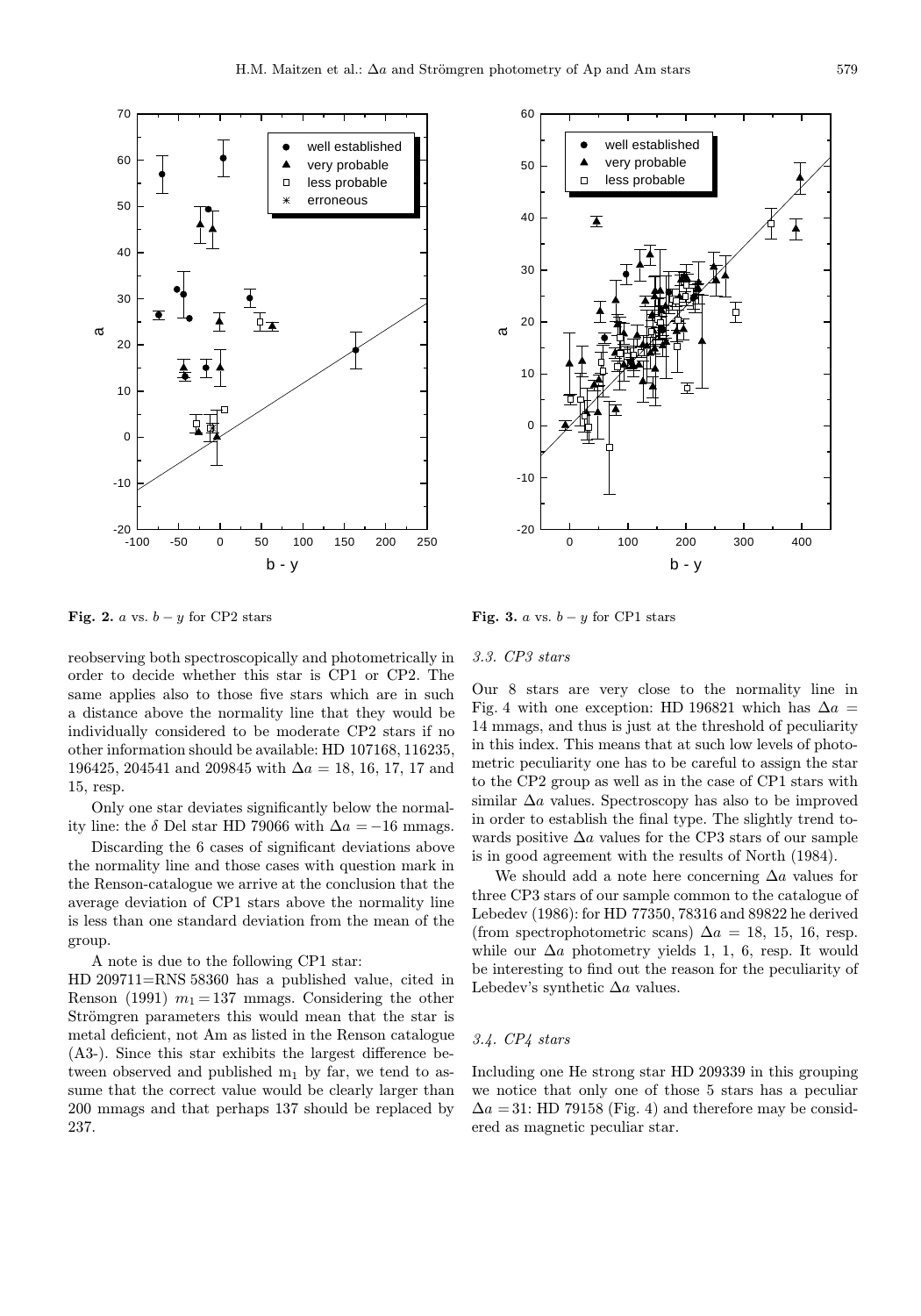**Fig. 2.** $a$ vs. $b - y$ for CP2 stars

**Fig. 3.** $a$ vs. $b - y$ for CP1 stars

reobserving both spectroscopically and photometrically in order to decide whether this star is CP1 or CP2. The same applies also to those five stars which are in such a distance above the normality line that they would be individually considered to be moderate CP2 stars if no other information should be available: HD 107168, 116235, 196425, 204541 and 209845 with $\Delta a$ = 18, 16, 17, 17 and 15, resp.

Only one star deviates significantly below the normality line: the $\delta$ Del star HD 79066 with $\Delta a = -16$ mmags.

Discarding the 6 cases of significant deviations above the normality line and those cases with question mark in the Renson-catalogue we arrive at the conclusion that the average deviation of CP1 stars above the normality line is less than one standard deviation from the mean of the group.

A note is due to the following CP1 star:
HD 209711=RNS 58360 has a published value, cited in Renson (1991) $m_1 = 137$ mmags. Considering the other Strömgren parameters this would mean that the star is metal deficient, not Am as listed in the Renson catalogue (A3-). Since this star exhibits the largest difference between observed and published $m_1$ by far, we tend to assume that the correct value would be clearly larger than 200 mmags and that perhaps 137 should be replaced by 237.

### *3.3. CP3 stars*

Our 8 stars are very close to the normality line in Fig. 4 with one exception: HD 196821 which has $\Delta a$ = 14 mmags, and thus is just at the threshold of peculiarity in this index. This means that at such low levels of photometric peculiarity one has to be careful to assign the star to the CP2 group as well as in the case of CP1 stars with similar $\Delta a$ values. Spectroscopy has also to be improved in order to establish the final type. The slightly trend towards positive $\Delta a$ values for the CP3 stars of our sample is in good agreement with the results of North (1984).

We should add a note here concerning $\Delta a$ values for three CP3 stars of our sample common to the catalogue of Lebedev (1986): for HD 77350, 78316 and 89822 he derived (from spectrophotometric scans) $\Delta a$ = 18, 15, 16, resp. while our $\Delta a$ photometry yields 1, 1, 6, resp. It would be interesting to find out the reason for the peculiarity of Lebedev's synthetic $\Delta a$ values.

### *3.4. CP4 stars*

Including one He strong star HD 209339 in this grouping we notice that only one of those 5 stars has a peculiar $\Delta a = 31$: HD 79158 (Fig. 4) and therefore may be considered as magnetic peculiar star.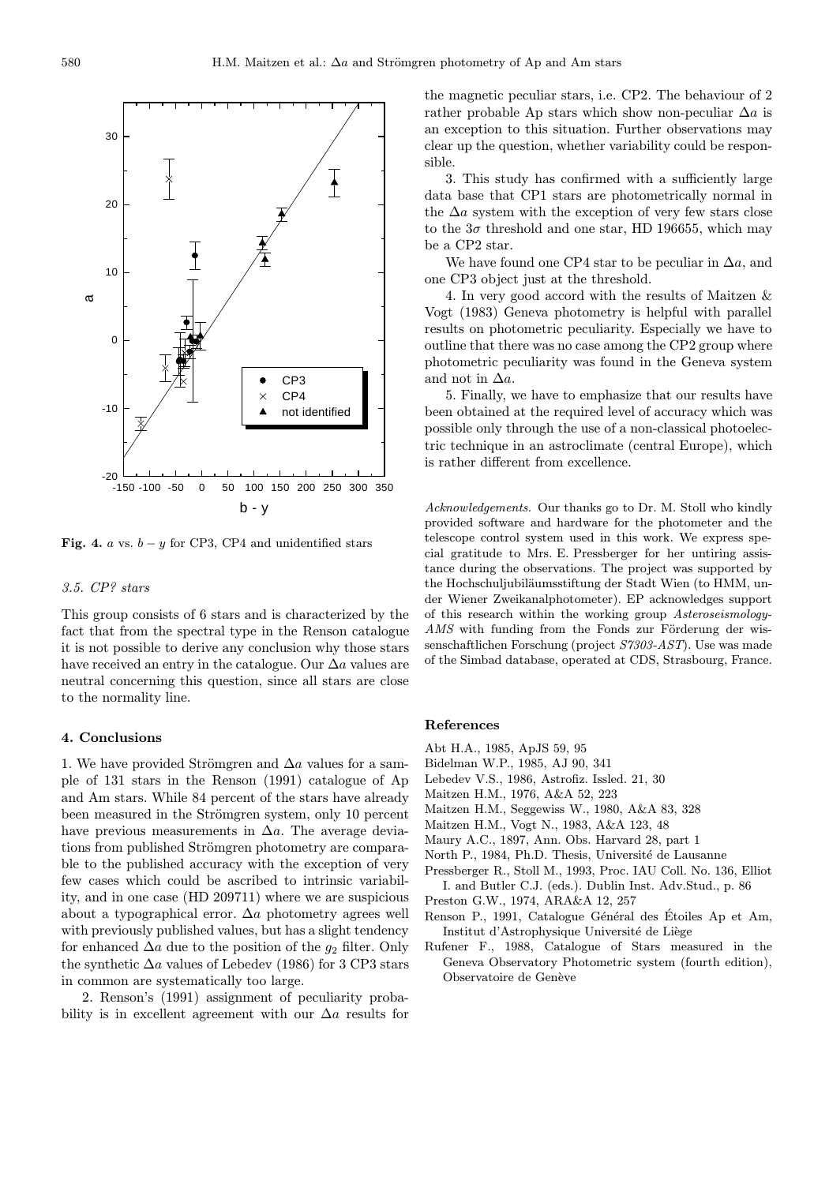30
20
10
0
-10
-20
a
-150 -100 -50 0 50 100 150 200 250 300 350
b - y
CP3
CP4
not identified

**Fig. 4.** $a$ vs. $b - y$ for CP3, CP4 and unidentified stars

### 3.5. CP? stars

This group consists of 6 stars and is characterized by the fact that from the spectral type in the Renson catalogue it is not possible to derive any conclusion why those stars have received an entry in the catalogue. Our $\Delta a$ values are neutral concerning this question, since all stars are close to the normality line.

## 4. Conclusions

1. We have provided Strömgren and $\Delta a$ values for a sample of 131 stars in the Renson (1991) catalogue of Ap and Am stars. While 84 percent of the stars have already been measured in the Strömgren system, only 10 percent have previous measurements in $\Delta a$. The average deviations from published Strömgren photometry are comparable to the published accuracy with the exception of very few cases which could be ascribed to intrinsic variability, and in one case (HD 209711) where we are suspicious about a typographical error. $\Delta a$ photometry agrees well with previously published values, but has a slight tendency for enhanced $\Delta a$ due to the position of the $g_2$ filter. Only the synthetic $\Delta a$ values of Lebedev (1986) for 3 CP3 stars in common are systematically too large.

2. Renson's (1991) assignment of peculiarity probability is in excellent agreement with our $\Delta a$ results for the magnetic peculiar stars, i.e. CP2. The behaviour of 2 rather probable Ap stars which show non-peculiar $\Delta a$ is an exception to this situation. Further observations may clear up the question, whether variability could be responsible.

3. This study has confirmed with a sufficiently large data base that CP1 stars are photometrically normal in the $\Delta a$ system with the exception of very few stars close to the $3\sigma$ threshold and one star, HD 196655, which may be a CP2 star.

We have found one CP4 star to be peculiar in $\Delta a$, and one CP3 object just at the threshold.

4. In very good accord with the results of Maitzen & Vogt (1983) Geneva photometry is helpful with parallel results on photometric peculiarity. Especially we have to outline that there was no case among the CP2 group where photometric peculiarity was found in the Geneva system and not in $\Delta a$.

5. Finally, we have to emphasize that our results have been obtained at the required level of accuracy which was possible only through the use of a non-classical photoelectric technique in an astroclimate (central Europe), which is rather different from excellence.

*Acknowledgements.* Our thanks go to Dr. M. Stoll who kindly provided software and hardware for the photometer and the telescope control system used in this work. We express special gratitude to Mrs. E. Pressberger for her untiring assistance during the observations. The project was supported by the Hochschuljubiläumsstiftung der Stadt Wien (to HMM, under Wiener Zweikanalphotometer). EP acknowledges support of this research within the working group *Asteroseismology-AMS* with funding from the Fonds zur Förderung der wissenschaftlichen Forschung (project *S7303-AST*). Use was made of the Simbad database, operated at CDS, Strasbourg, France.

## References

- Abt H.A., 1985, ApJS 59, 95
- Bidelman W.P., 1985, AJ 90, 341
- Lebedev V.S., 1986, Astrofiz. Issled. 21, 30
- Maitzen H.M., 1976, A&A 52, 223
- Maitzen H.M., Seggewiss W., 1980, A&A 83, 328
- Maitzen H.M., Vogt N., 1983, A&A 123, 48
- Maury A.C., 1897, Ann. Obs. Harvard 28, part 1
- North P., 1984, Ph.D. Thesis, Université de Lausanne
- Pressberger R., Stoll M., 1993, Proc. IAU Coll. No. 136, Elliot I. and Butler C.J. (eds.). Dublin Inst. Adv.Stud., p. 86
- Preston G.W., 1974, ARA&A 12, 257
- Renson P., 1991, Catalogue Général des Étoiles Ap et Am, Institut d'Astrophysique Université de Liège
- Rufener F., 1988, Catalogue of Stars measured in the Geneva Observatory Photometric system (fourth edition), Observatoire de Genève